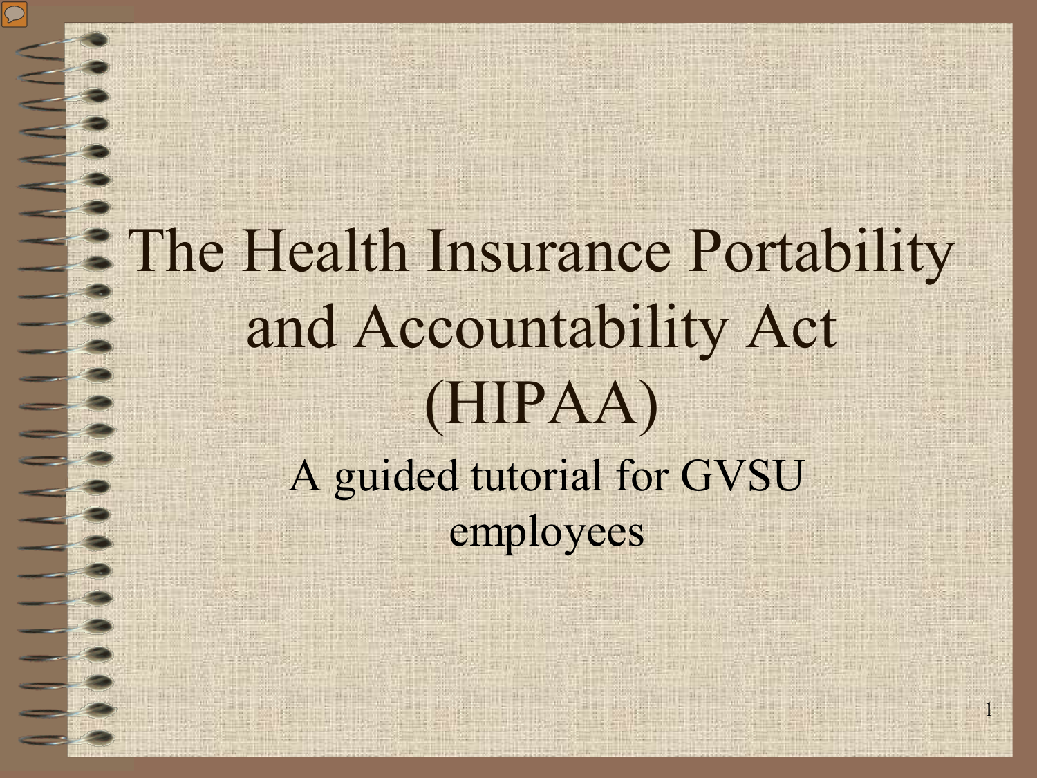# The Health Insurance Portability and Accountability Act (HIPAA)

A guided tutorial for GVSU employees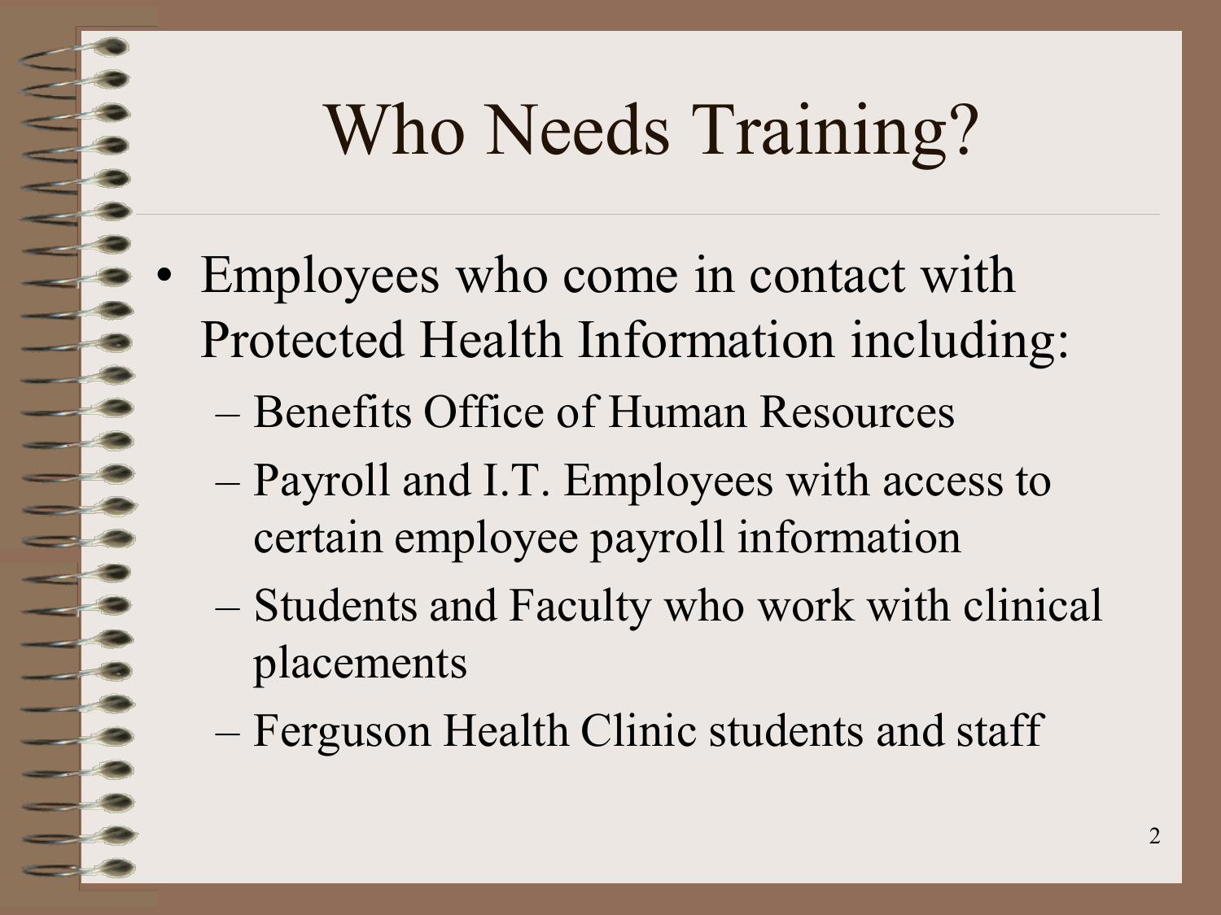# Who Needs Training?

- Employees who come in contact with Protected Health Information including:
  - Benefits Office of Human Resources
  - Payroll and I.T. Employees with access to certain employee payroll information
  - Students and Faculty who work with clinical placements
  - Ferguson Health Clinic students and staff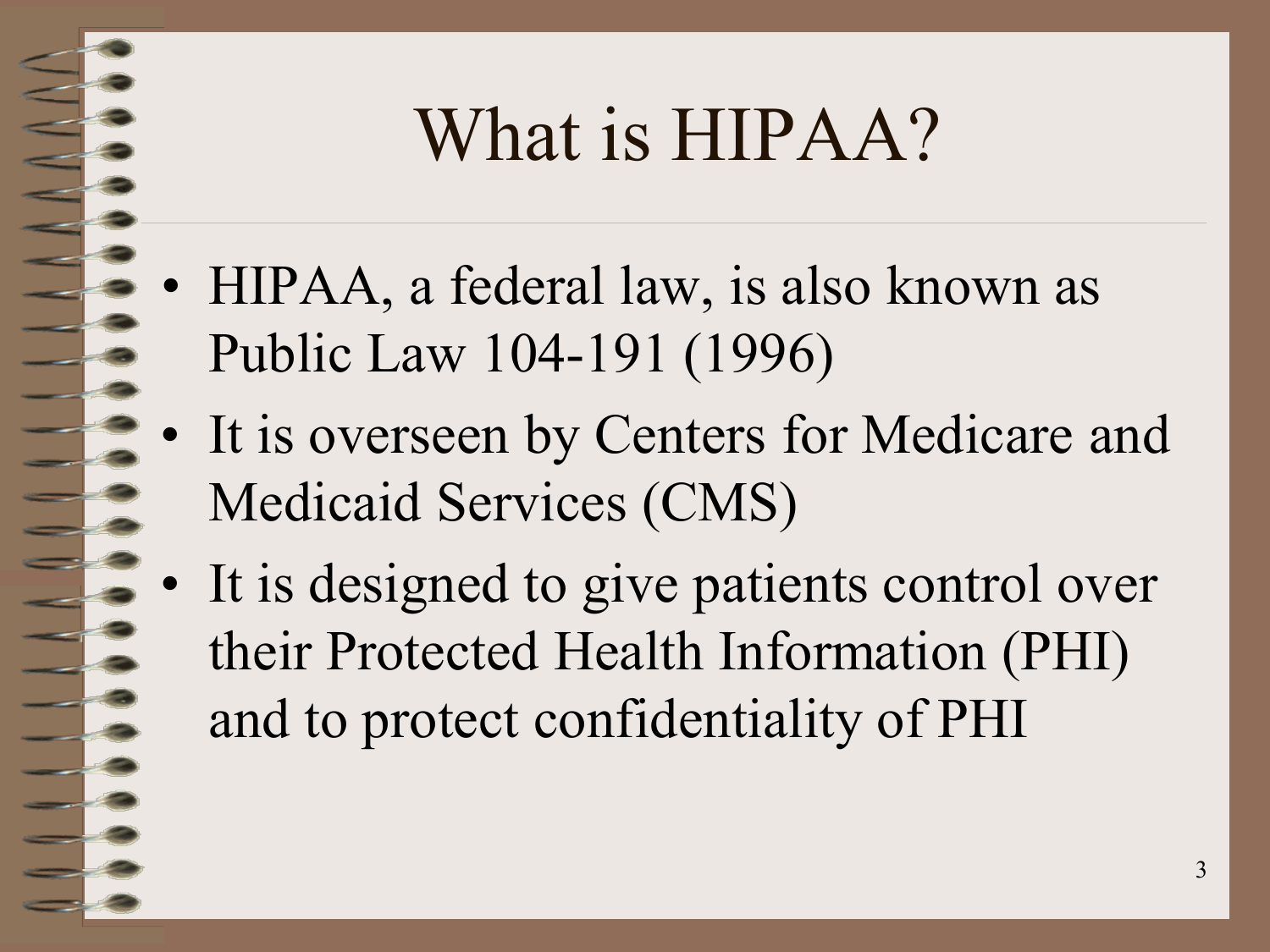# What is HIPAA?

- HIPAA, a federal law, is also known as Public Law 104-191 (1996)
- It is overseen by Centers for Medicare and Medicaid Services (CMS)
- It is designed to give patients control over their Protected Health Information (PHI) and to protect confidentiality of PHI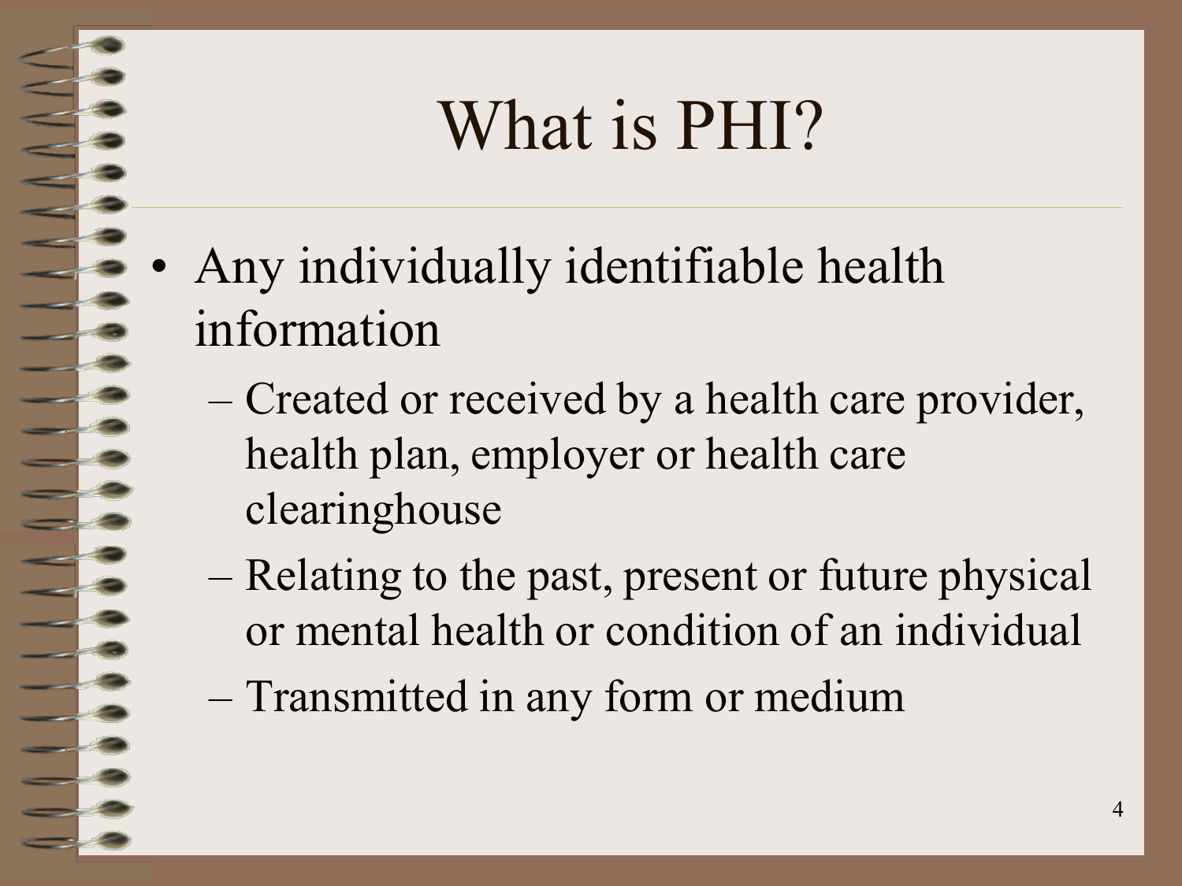# What is PHI?

- Any individually identifiable health information
  - Created or received by a health care provider, health plan, employer or health care clearinghouse
  - Relating to the past, present or future physical or mental health or condition of an individual
  - Transmitted in any form or medium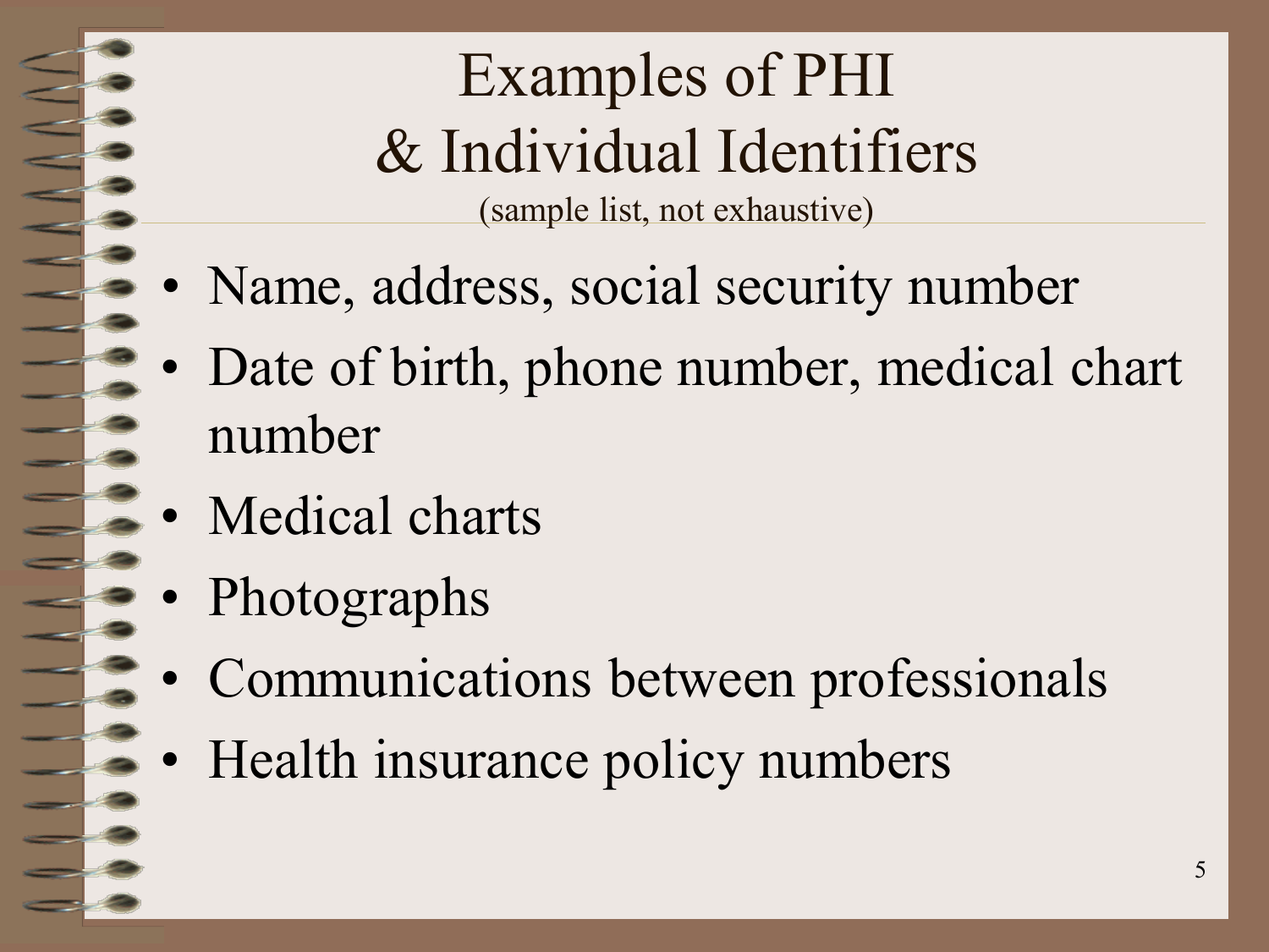# Examples of PHI & Individual Identifiers

(sample list, not exhaustive)

- Name, address, social security number
- Date of birth, phone number, medical chart number
- Medical charts
- Photographs
- Communications between professionals
- Health insurance policy numbers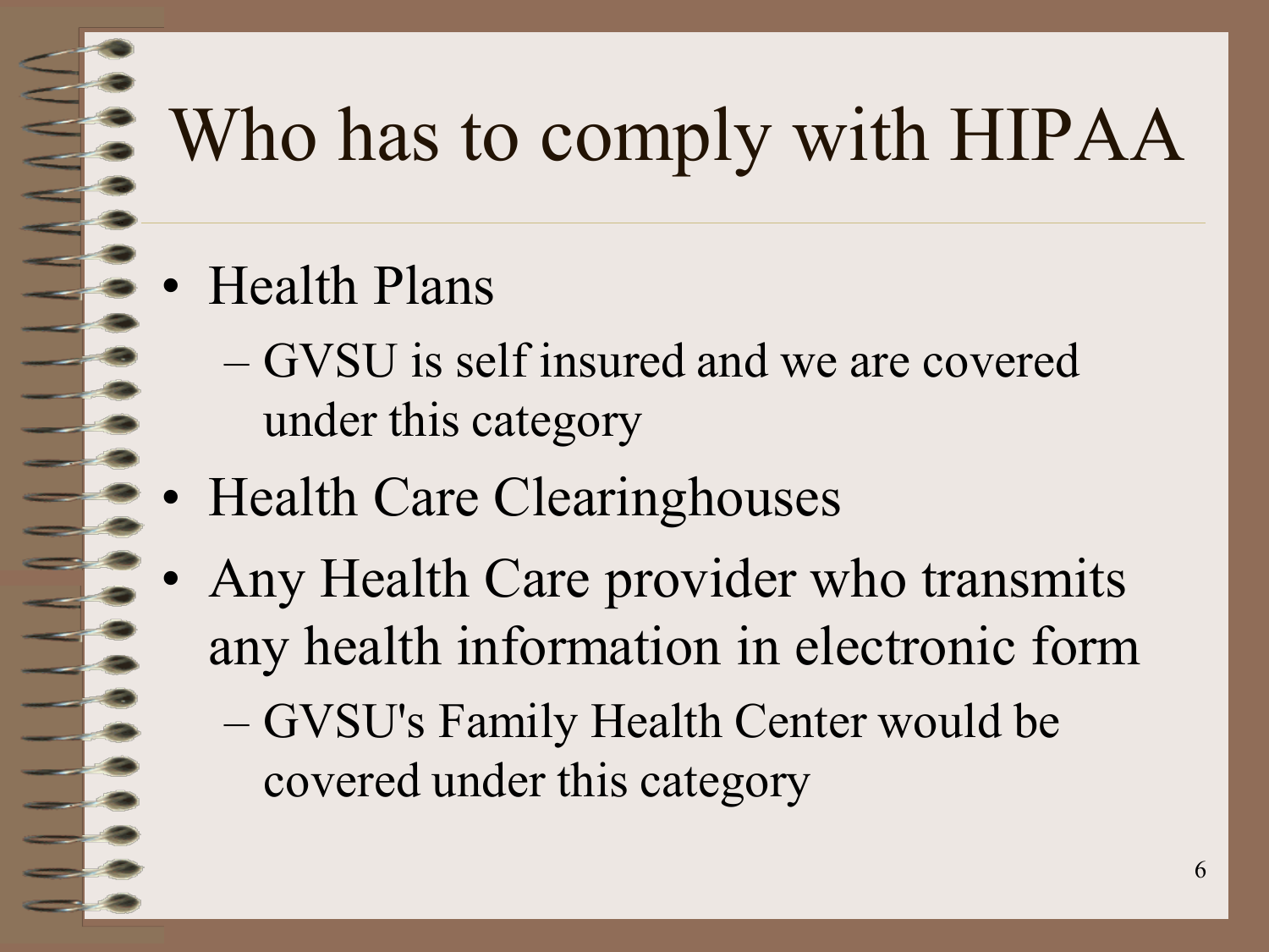# Who has to comply with HIPAA

- Health Plans
  - GVSU is self insured and we are covered under this category
- Health Care Clearinghouses
- Any Health Care provider who transmits any health information in electronic form
  - GVSU's Family Health Center would be covered under this category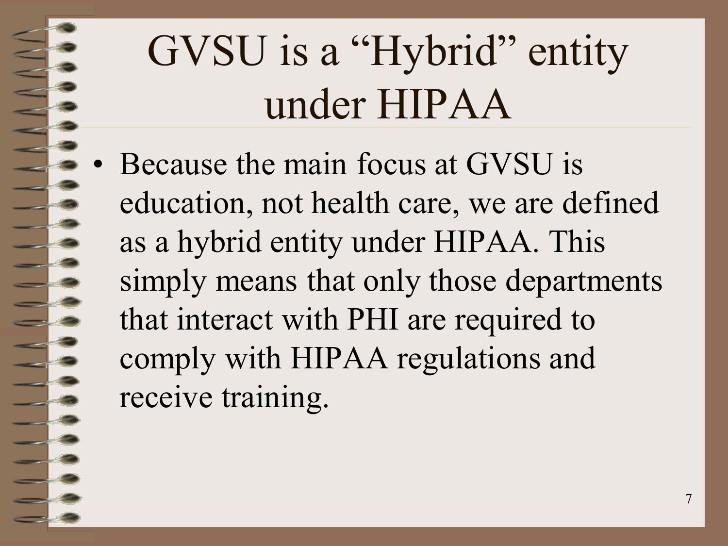# GVSU is a "Hybrid" entity under HIPAA

- Because the main focus at GVSU is education, not health care, we are defined as a hybrid entity under HIPAA. This simply means that only those departments that interact with PHI are required to comply with HIPAA regulations and receive training.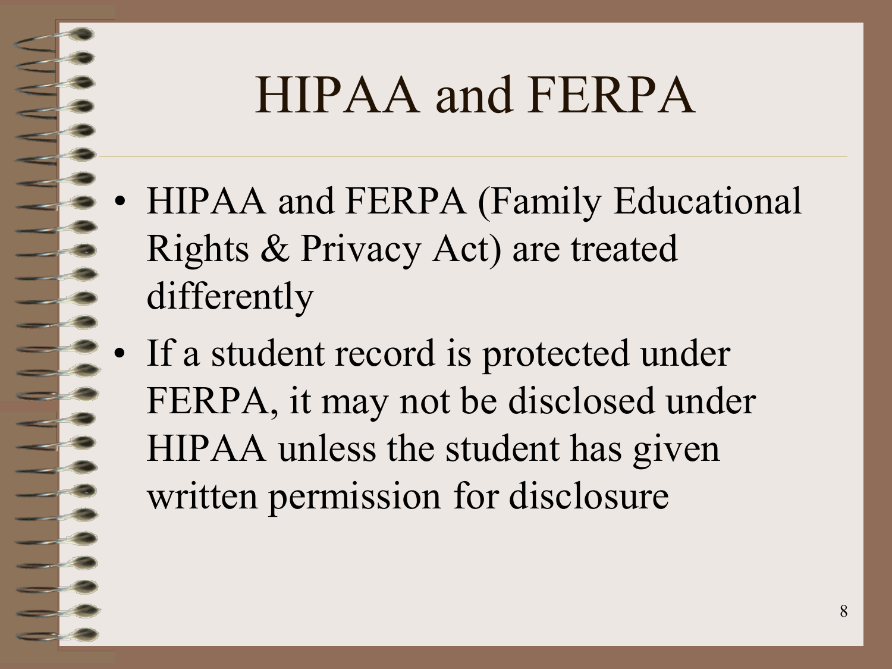# HIPAA and FERPA

- HIPAA and FERPA (Family Educational Rights & Privacy Act) are treated differently
- If a student record is protected under FERPA, it may not be disclosed under HIPAA unless the student has given written permission for disclosure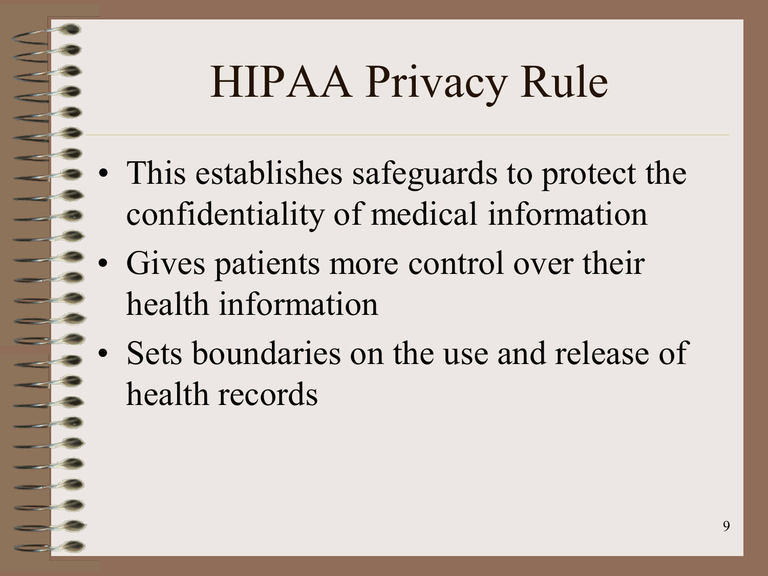# HIPAA Privacy Rule

- This establishes safeguards to protect the confidentiality of medical information
- Gives patients more control over their health information
- Sets boundaries on the use and release of health records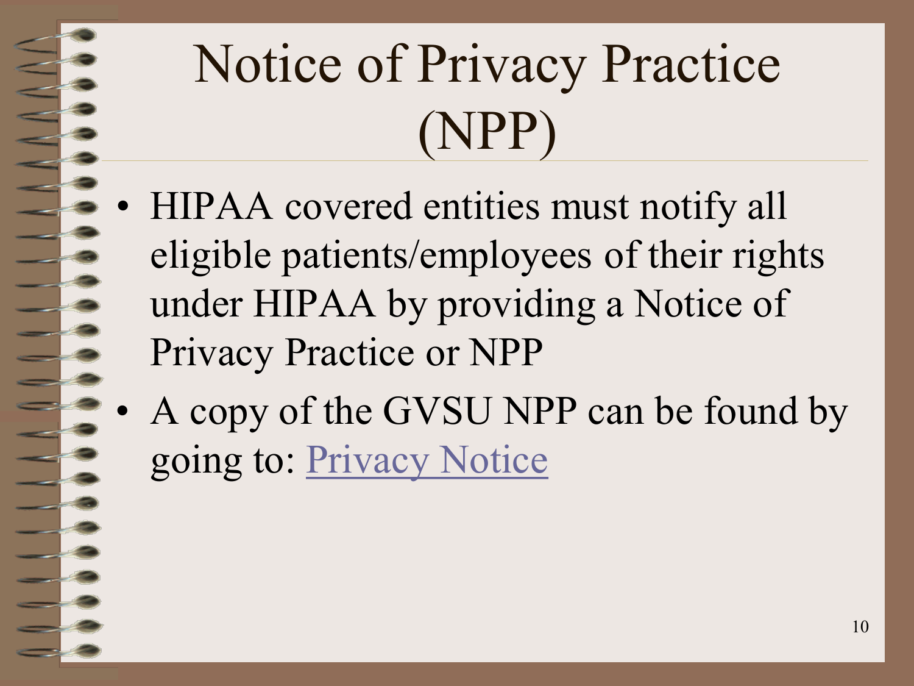# Notice of Privacy Practice (NPP)

- HIPAA covered entities must notify all eligible patients/employees of their rights under HIPAA by providing a Notice of Privacy Practice or NPP
- A copy of the GVSU NPP can be found by going to: Privacy Notice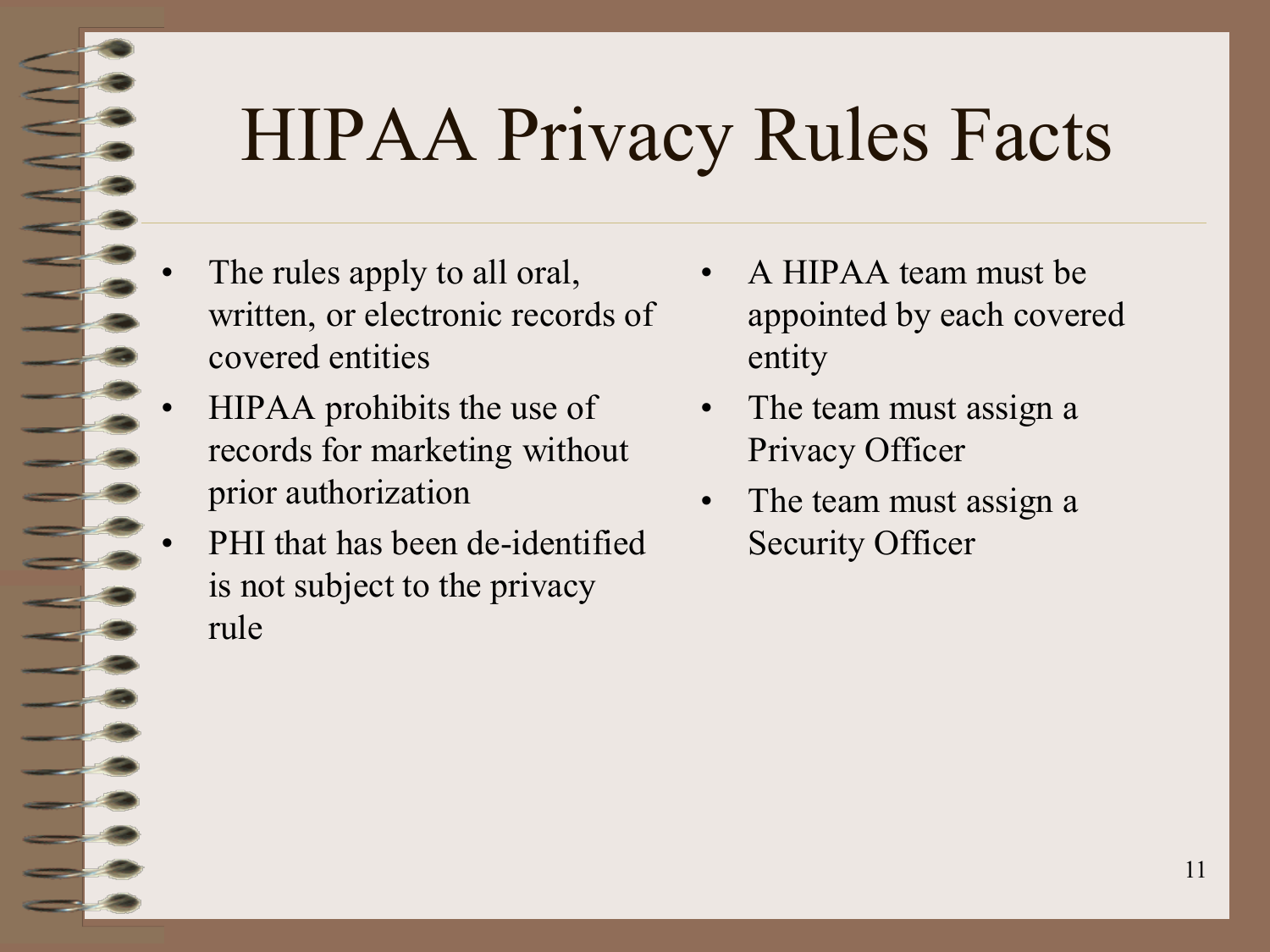# HIPAA Privacy Rules Facts

- The rules apply to all oral, written, or electronic records of covered entities
- HIPAA prohibits the use of records for marketing without prior authorization
- PHI that has been de-identified is not subject to the privacy rule
- A HIPAA team must be appointed by each covered entity
- The team must assign a Privacy Officer
- The team must assign a Security Officer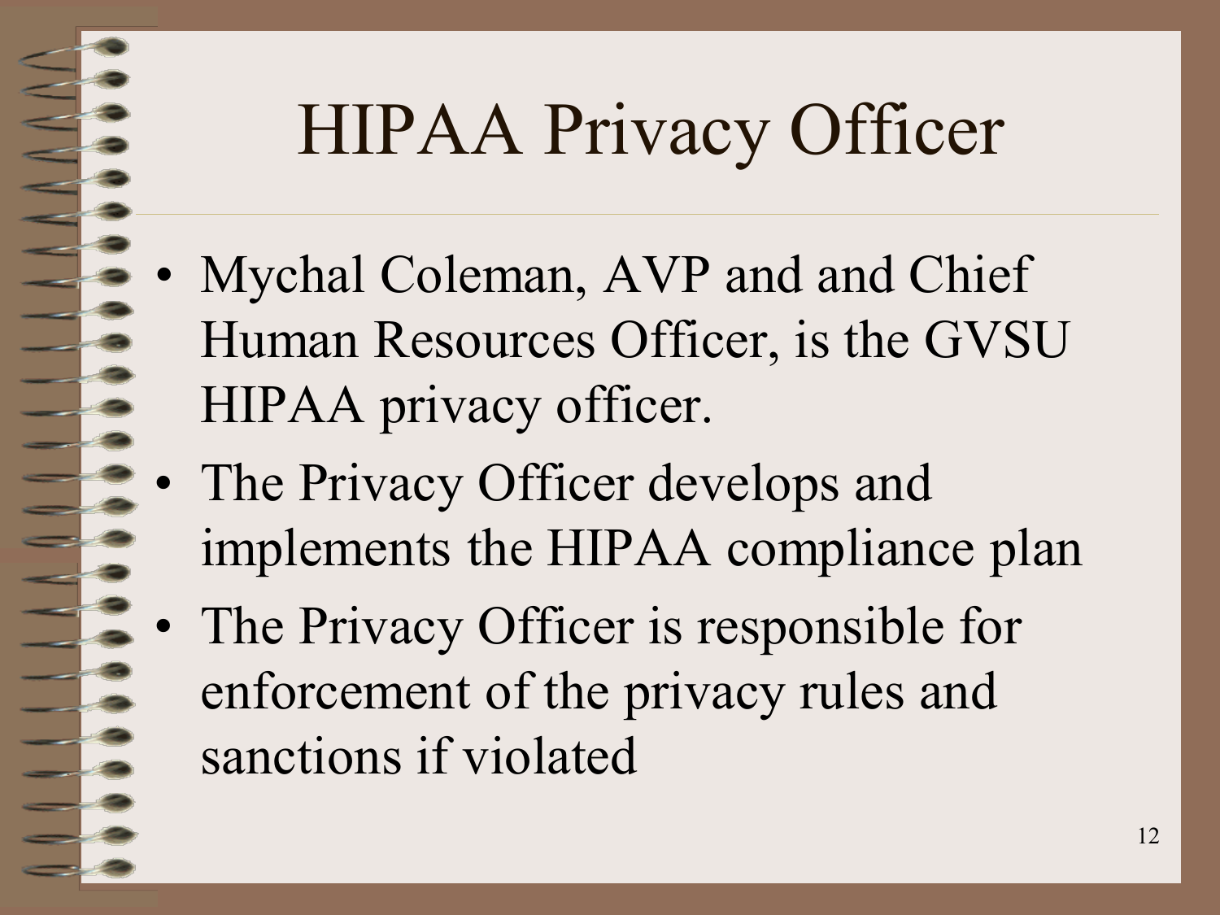# HIPAA Privacy Officer

- Mychal Coleman, AVP and and Chief Human Resources Officer, is the GVSU HIPAA privacy officer.
- The Privacy Officer develops and implements the HIPAA compliance plan
- The Privacy Officer is responsible for enforcement of the privacy rules and sanctions if violated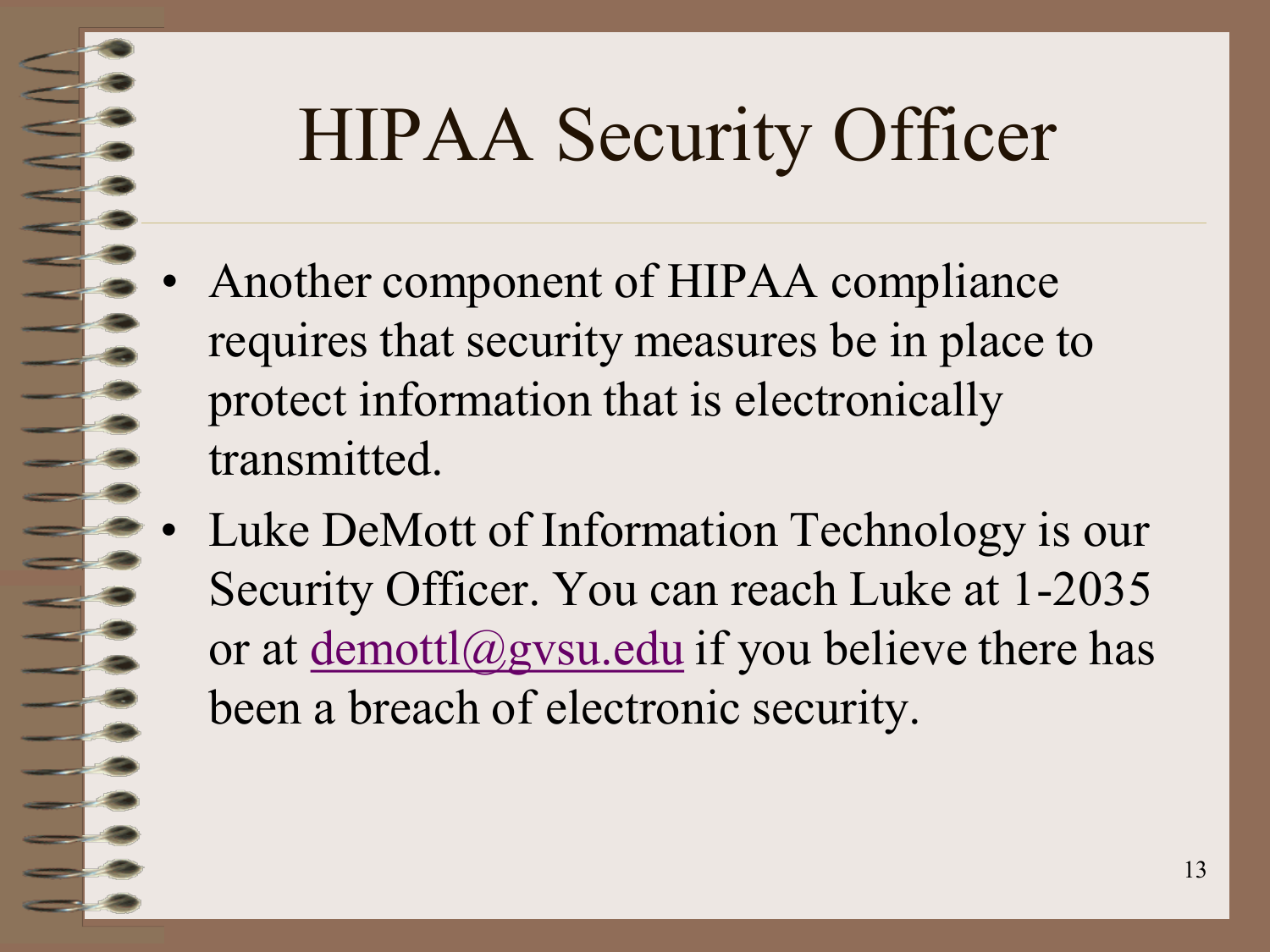# HIPAA Security Officer

- Another component of HIPAA compliance requires that security measures be in place to protect information that is electronically transmitted.
- Luke DeMott of Information Technology is our Security Officer. You can reach Luke at 1-2035 or at demottl@gvsu.edu if you believe there has been a breach of electronic security.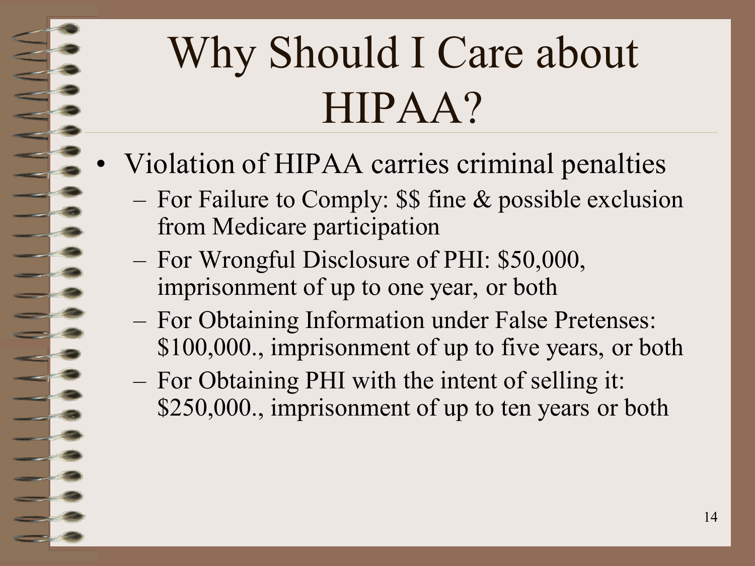# Why Should I Care about HIPAA?

- Violation of HIPAA carries criminal penalties
  - For Failure to Comply: $$ fine & possible exclusion from Medicare participation
  - For Wrongful Disclosure of PHI: $50,000, imprisonment of up to one year, or both
  - For Obtaining Information under False Pretenses: $100,000., imprisonment of up to five years, or both
  - For Obtaining PHI with the intent of selling it: $250,000., imprisonment of up to ten years or both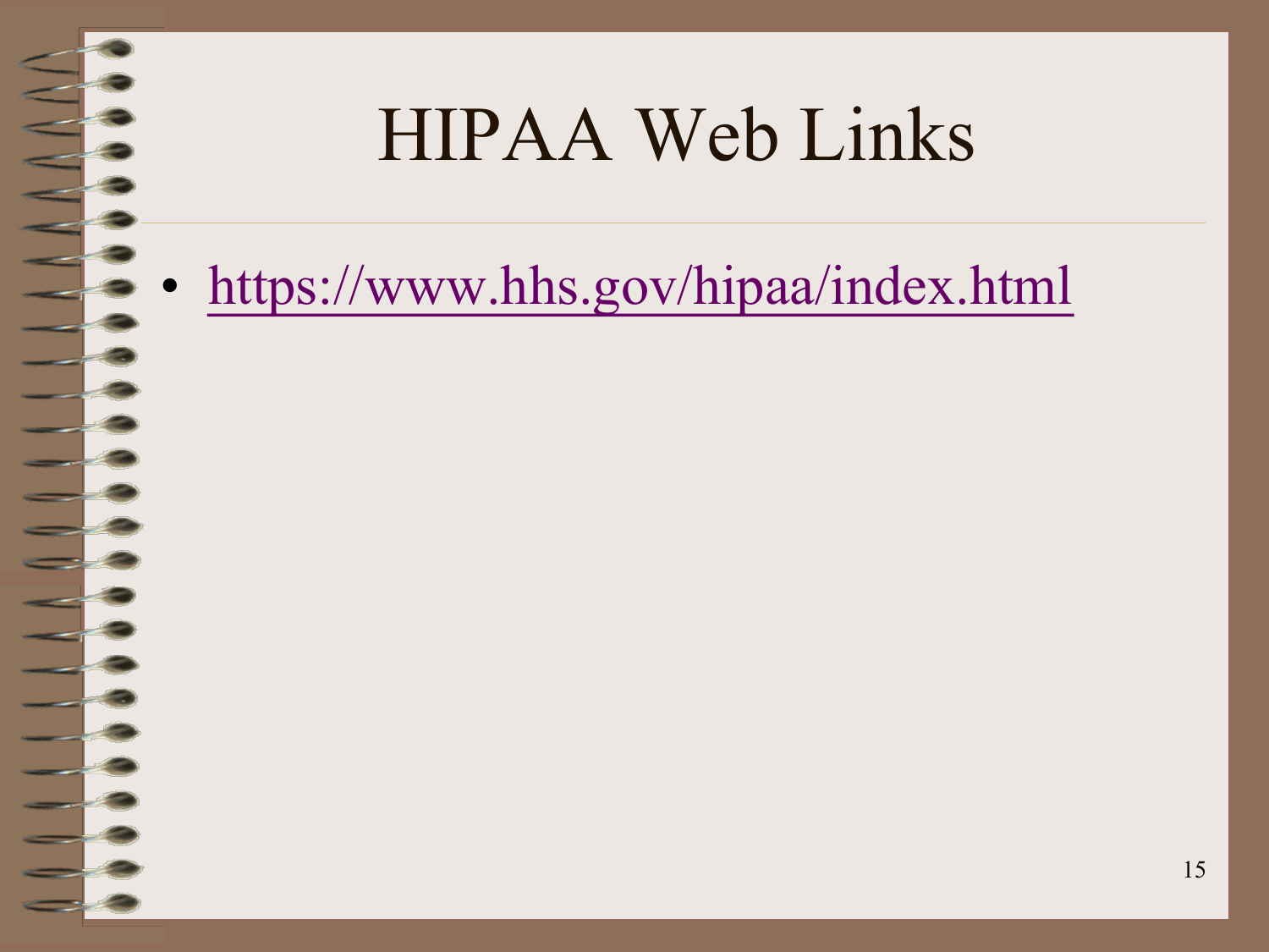# HIPAA Web Links

- https://www.hhs.gov/hipaa/index.html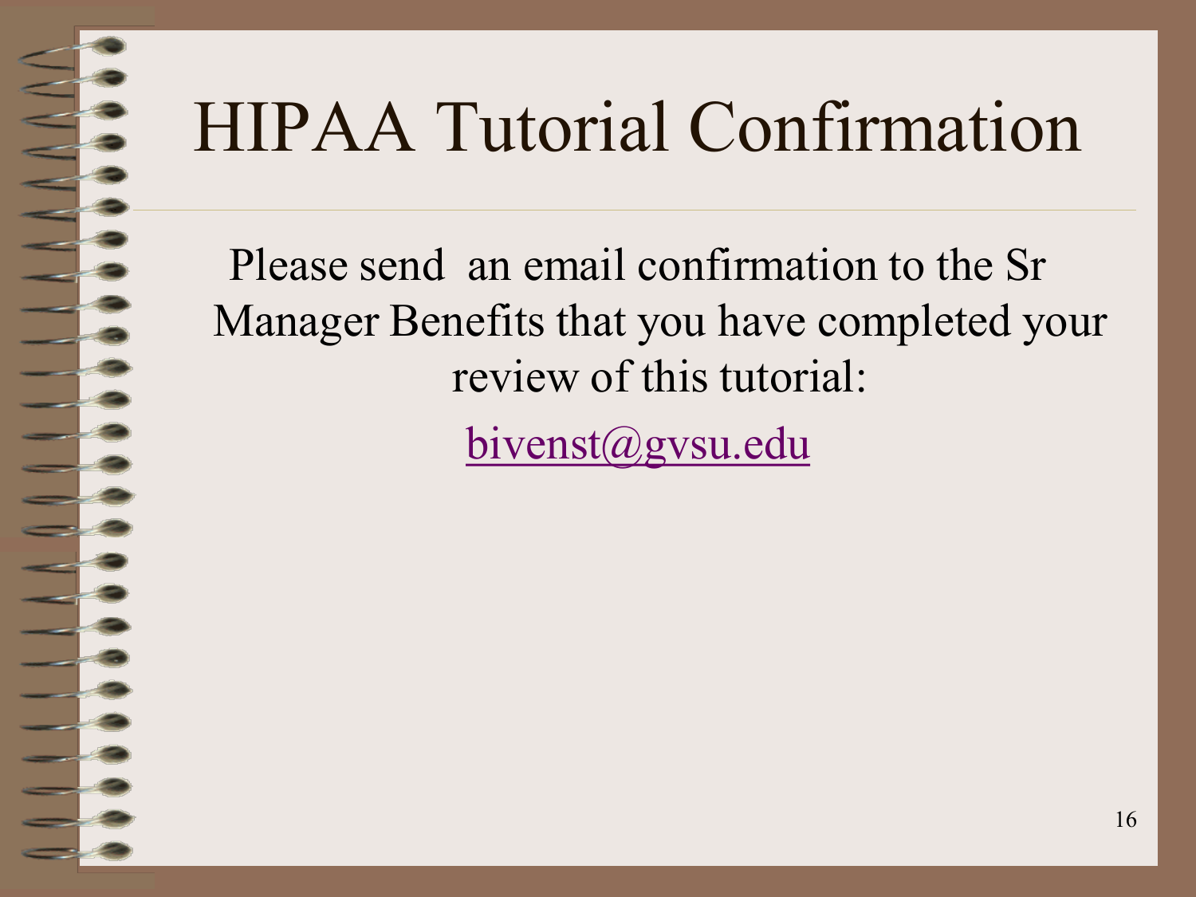# HIPAA Tutorial Confirmation

Please send an email confirmation to the Sr Manager Benefits that you have completed your review of this tutorial:

bivenst@gvsu.edu